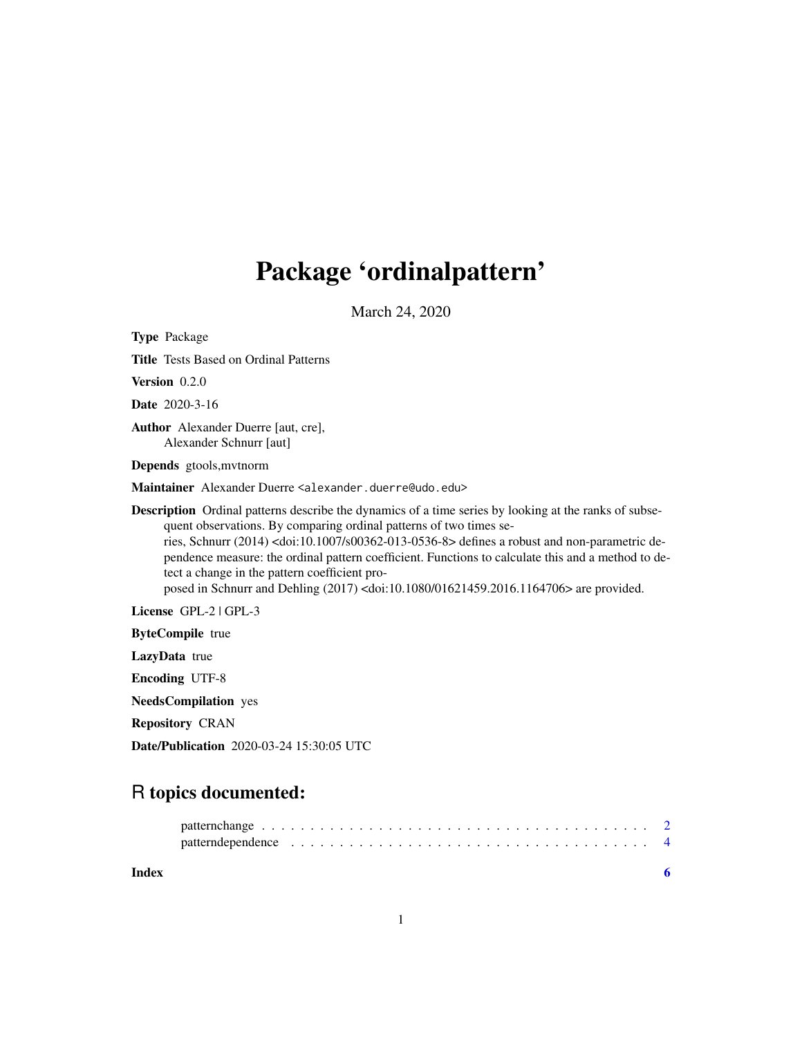# Package 'ordinalpattern'

March 24, 2020

**Type** Package

**Title** Tests Based on Ordinal Patterns

**Version** 0.2.0

**Date** 2020-3-16

**Author** Alexander Duerre [aut, cre],
Alexander Schnurr [aut]

**Depends** gtools,mvtnorm

**Maintainer** Alexander Duerre <alexander.duerre@udo.edu>

**Description** Ordinal patterns describe the dynamics of a time series by looking at the ranks of subsequent observations. By comparing ordinal patterns of two times series, Schnurr (2014) <doi:10.1007/s00362-013-0536-8> defines a robust and non-parametric dependence measure: the ordinal pattern coefficient. Functions to calculate this and a method to detect a change in the pattern coefficient proposed in Schnurr and Dehling (2017) <doi:10.1080/01621459.2016.1164706> are provided.

**License** GPL-2 | GPL-3

**ByteCompile** true

**LazyData** true

**Encoding** UTF-8

**NeedsCompilation** yes

**Repository** CRAN

**Date/Publication** 2020-03-24 15:30:05 UTC

## R topics documented:

patternchange . . . . . . . . . . . . . . . . . . . . . . . . . . . . . . . . . . . . . . . . 2
patterndependence . . . . . . . . . . . . . . . . . . . . . . . . . . . . . . . . . . . . . . 4

**Index** **6**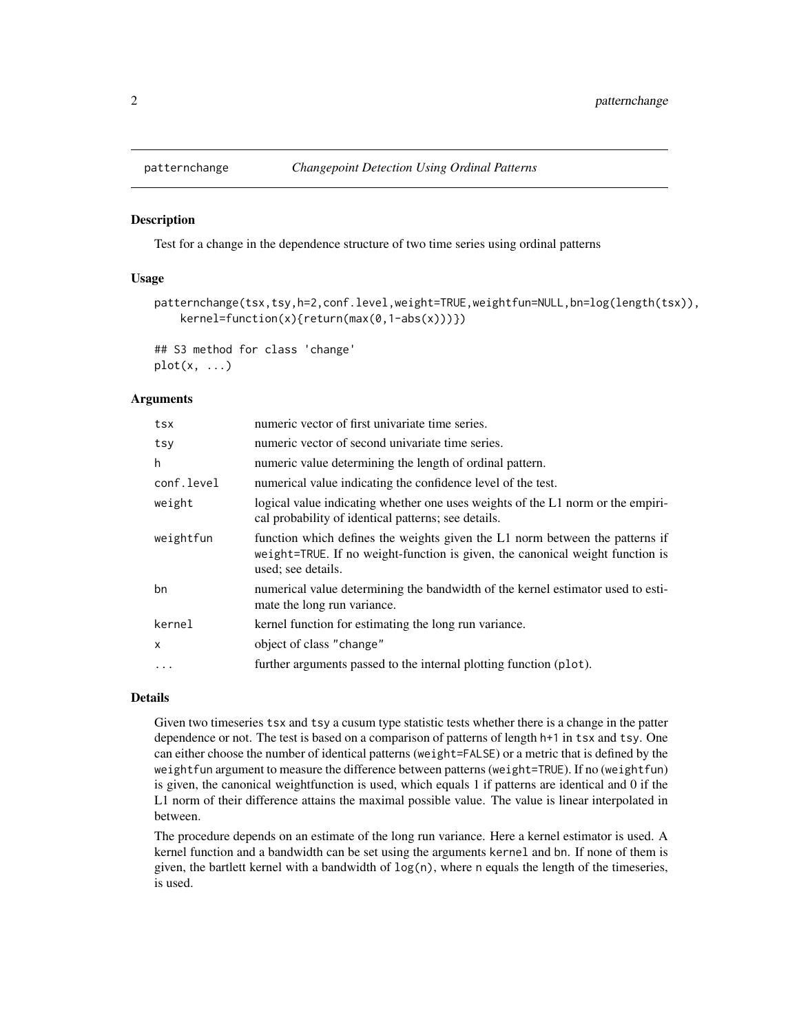# patternchange — *Changepoint Detection Using Ordinal Patterns*

## Description

Test for a change in the dependence structure of two time series using ordinal patterns

## Usage

```
patternchange(tsx,tsy,h=2,conf.level,weight=TRUE,weightfun=NULL,bn=log(length(tsx)),
    kernel=function(x){return(max(0,1-abs(x)))})

## S3 method for class 'change'
plot(x, ...)
```

## Arguments

| | |
|---|---|
| `tsx` | numeric vector of first univariate time series. |
| `tsy` | numeric vector of second univariate time series. |
| `h` | numeric value determining the length of ordinal pattern. |
| `conf.level` | numerical value indicating the confidence level of the test. |
| `weight` | logical value indicating whether one uses weights of the L1 norm or the empirical probability of identical patterns; see details. |
| `weightfun` | function which defines the weights given the L1 norm between the patterns if `weight=TRUE`. If no weight-function is given, the canonical weight function is used; see details. |
| `bn` | numerical value determining the bandwidth of the kernel estimator used to estimate the long run variance. |
| `kernel` | kernel function for estimating the long run variance. |
| `x` | object of class `"change"` |
| `...` | further arguments passed to the internal plotting function (`plot`). |

## Details

Given two timeseries `tsx` and `tsy` a cusum type statistic tests whether there is a change in the patter dependence or not. The test is based on a comparison of patterns of length `h+1` in `tsx` and `tsy`. One can either choose the number of identical patterns (`weight=FALSE`) or a metric that is defined by the `weightfun` argument to measure the difference between patterns (`weight=TRUE`). If no (`weightfun`) is given, the canonical weightfunction is used, which equals 1 if patterns are identical and 0 if the L1 norm of their difference attains the maximal possible value. The value is linear interpolated in between.

The procedure depends on an estimate of the long run variance. Here a kernel estimator is used. A kernel function and a bandwidth can be set using the arguments `kernel` and `bn`. If none of them is given, the bartlett kernel with a bandwidth of `log(n)`, where `n` equals the length of the timeseries, is used.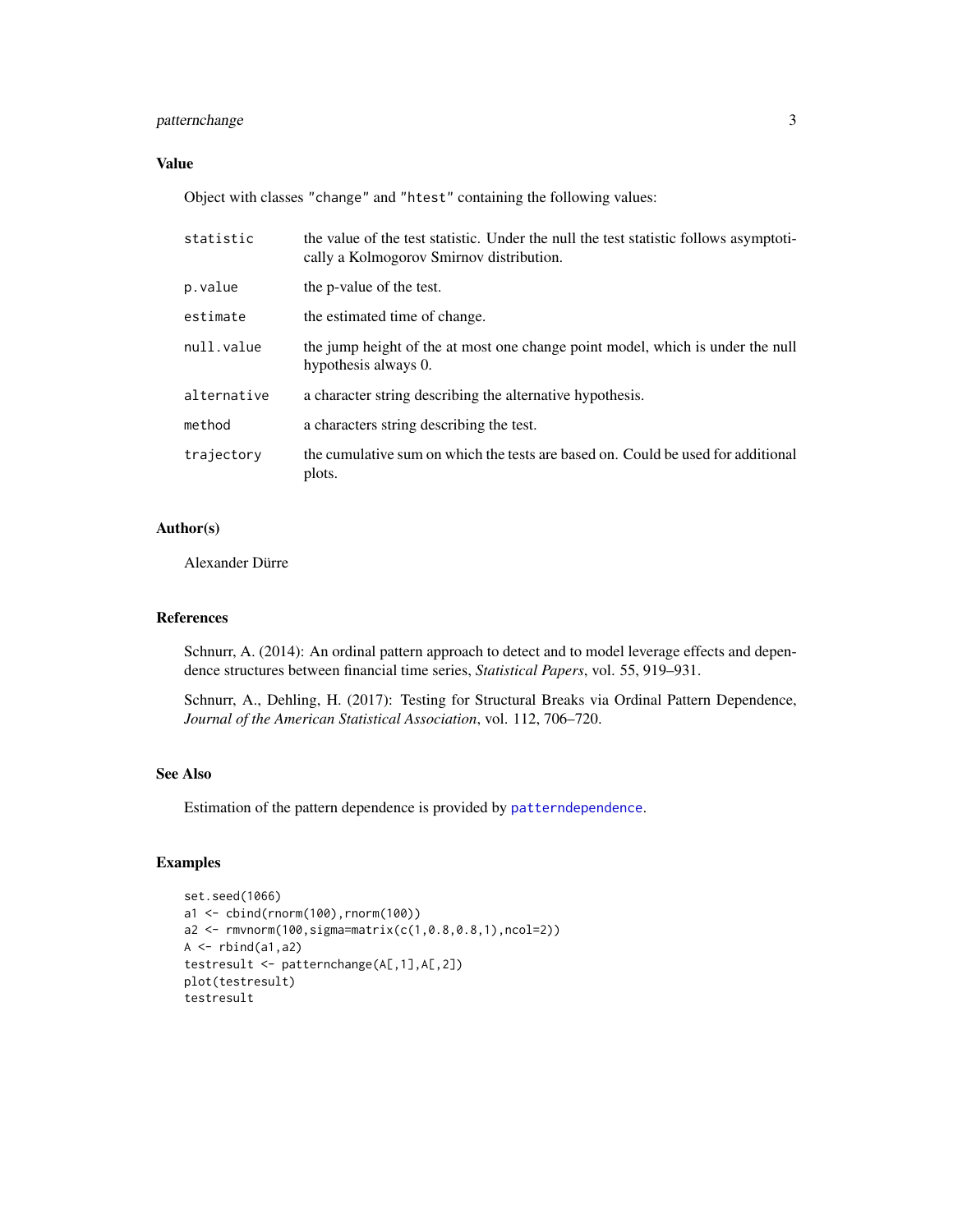## Value

Object with classes "change" and "htest" containing the following values:

| | |
|---|---|
| statistic | the value of the test statistic. Under the null the test statistic follows asymptotically a Kolmogorov Smirnov distribution. |
| p.value | the p-value of the test. |
| estimate | the estimated time of change. |
| null.value | the jump height of the at most one change point model, which is under the null hypothesis always 0. |
| alternative | a character string describing the alternative hypothesis. |
| method | a characters string describing the test. |
| trajectory | the cumulative sum on which the tests are based on. Could be used for additional plots. |

## Author(s)

Alexander Dürre

## References

Schnurr, A. (2014): An ordinal pattern approach to detect and to model leverage effects and dependence structures between financial time series, *Statistical Papers*, vol. 55, 919–931.

Schnurr, A., Dehling, H. (2017): Testing for Structural Breaks via Ordinal Pattern Dependence, *Journal of the American Statistical Association*, vol. 112, 706–720.

## See Also

Estimation of the pattern dependence is provided by patterndependence.

## Examples

```
set.seed(1066)
a1 <- cbind(rnorm(100),rnorm(100))
a2 <- rmvnorm(100,sigma=matrix(c(1,0.8,0.8,1),ncol=2))
A <- rbind(a1,a2)
testresult <- patternchange(A[,1],A[,2])
plot(testresult)
testresult
```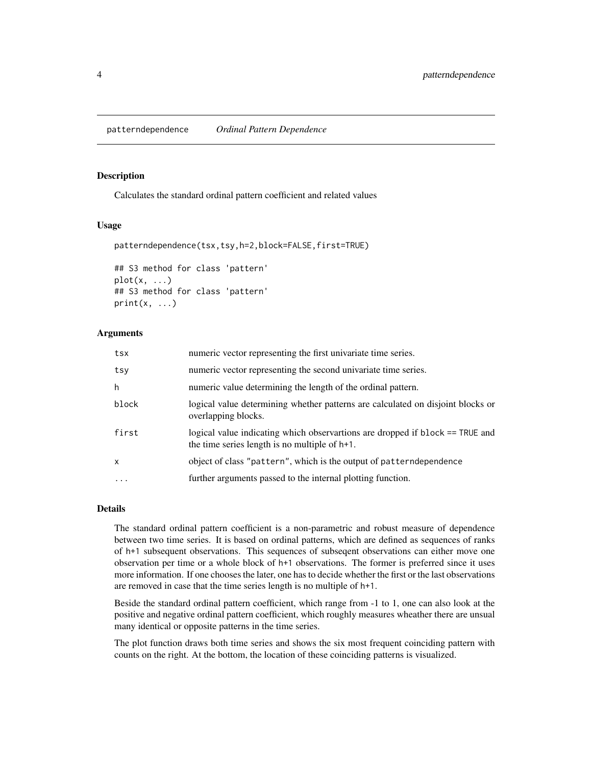patterndependence *Ordinal Pattern Dependence*

## Description

Calculates the standard ordinal pattern coefficient and related values

## Usage

```
patterndependence(tsx,tsy,h=2,block=FALSE,first=TRUE)

## S3 method for class 'pattern'
plot(x, ...)
## S3 method for class 'pattern'
print(x, ...)
```

## Arguments

| | |
|---|---|
| tsx | numeric vector representing the first univariate time series. |
| tsy | numeric vector representing the second univariate time series. |
| h | numeric value determining the length of the ordinal pattern. |
| block | logical value determining whether patterns are calculated on disjoint blocks or overlapping blocks. |
| first | logical value indicating which observartions are dropped if `block == TRUE` and the time series length is no multiple of `h+1`. |
| x | object of class "pattern", which is the output of `patterndependence` |
| ... | further arguments passed to the internal plotting function. |

## Details

The standard ordinal pattern coefficient is a non-parametric and robust measure of dependence between two time series. It is based on ordinal patterns, which are defined as sequences of ranks of `h+1` subsequent observations. This sequences of subseqent observations can either move one observation per time or a whole block of `h+1` observations. The former is preferred since it uses more information. If one chooses the later, one has to decide whether the first or the last observations are removed in case that the time series length is no multiple of `h+1`.

Beside the standard ordinal pattern coefficient, which range from -1 to 1, one can also look at the positive and negative ordinal pattern coefficient, which roughly measures wheather there are unsual many identical or opposite patterns in the time series.

The plot function draws both time series and shows the six most frequent coinciding pattern with counts on the right. At the bottom, the location of these coinciding patterns is visualized.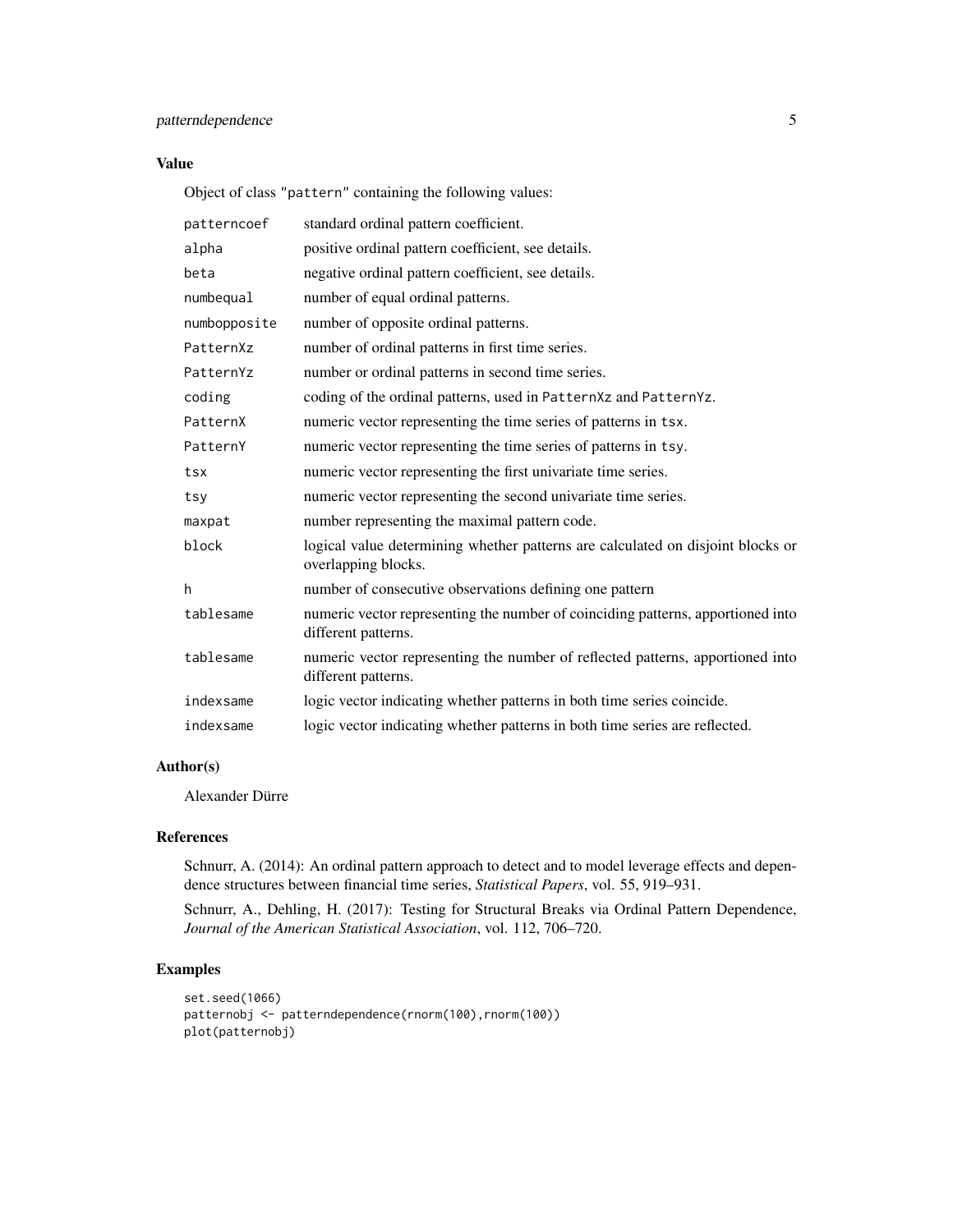## Value

Object of class "pattern" containing the following values:

| | |
|---|---|
| patterncoef | standard ordinal pattern coefficient. |
| alpha | positive ordinal pattern coefficient, see details. |
| beta | negative ordinal pattern coefficient, see details. |
| numbequal | number of equal ordinal patterns. |
| numbopposite | number of opposite ordinal patterns. |
| PatternXz | number of ordinal patterns in first time series. |
| PatternYz | number or ordinal patterns in second time series. |
| coding | coding of the ordinal patterns, used in PatternXz and PatternYz. |
| PatternX | numeric vector representing the time series of patterns in tsx. |
| PatternY | numeric vector representing the time series of patterns in tsy. |
| tsx | numeric vector representing the first univariate time series. |
| tsy | numeric vector representing the second univariate time series. |
| maxpat | number representing the maximal pattern code. |
| block | logical value determining whether patterns are calculated on disjoint blocks or overlapping blocks. |
| h | number of consecutive observations defining one pattern |
| tablesame | numeric vector representing the number of coinciding patterns, apportioned into different patterns. |
| tablesame | numeric vector representing the number of reflected patterns, apportioned into different patterns. |
| indexsame | logic vector indicating whether patterns in both time series coincide. |
| indexsame | logic vector indicating whether patterns in both time series are reflected. |

## Author(s)

Alexander Dürre

## References

Schnurr, A. (2014): An ordinal pattern approach to detect and to model leverage effects and dependence structures between financial time series, *Statistical Papers*, vol. 55, 919–931.

Schnurr, A., Dehling, H. (2017): Testing for Structural Breaks via Ordinal Pattern Dependence, *Journal of the American Statistical Association*, vol. 112, 706–720.

## Examples

```
set.seed(1066)
patternobj <- patterndependence(rnorm(100),rnorm(100))
plot(patternobj)
```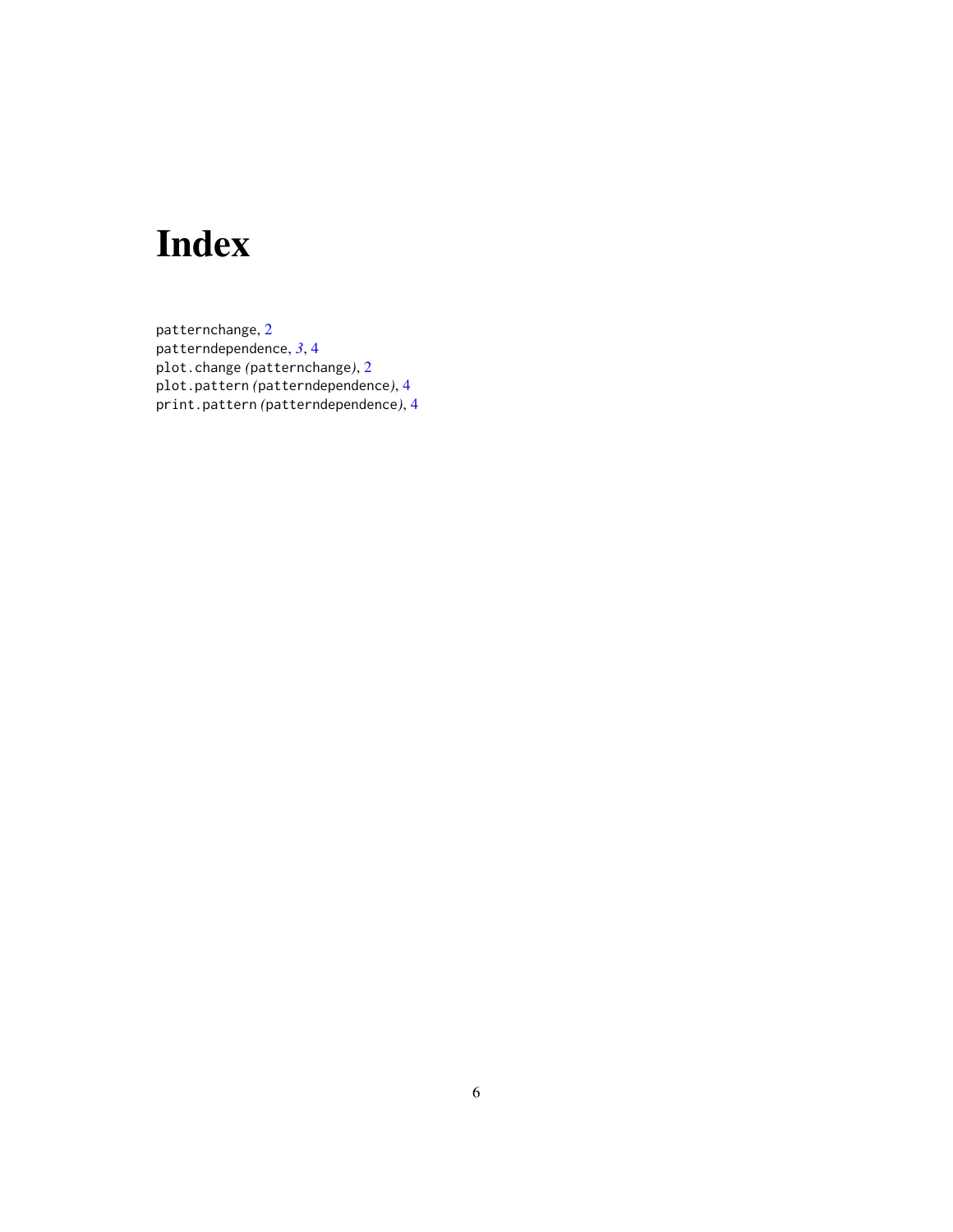# Index

patternchange, 2
patterndependence, *3*, 4
plot.change *(*patternchange*)*, 2
plot.pattern *(*patterndependence*)*, 4
print.pattern *(*patterndependence*)*, 4